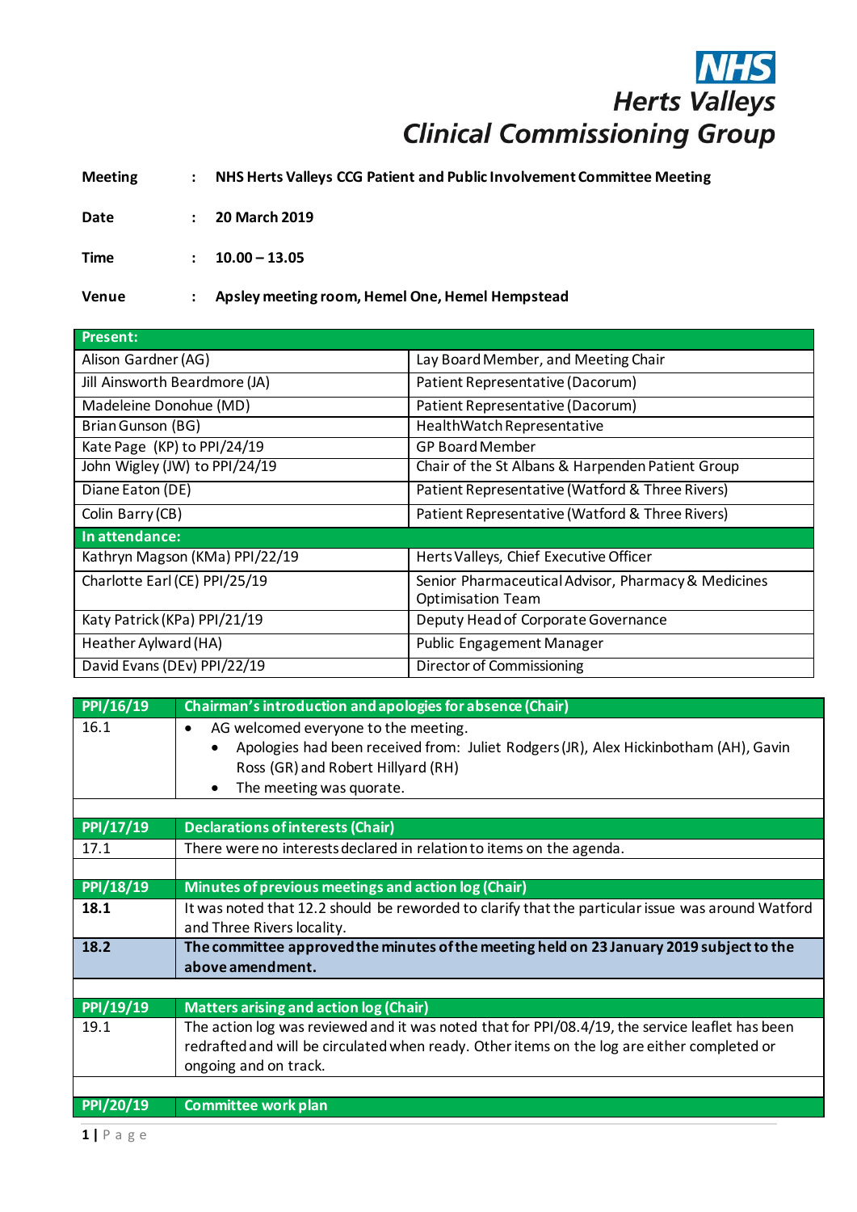NHS
Herts Valleys
Clinical Commissioning Group

**Meeting** : **NHS Herts Valleys CCG Patient and Public Involvement Committee Meeting**

**Date** : **20 March 2019**

**Time** : **10.00 – 13.05**

**Venue** : **Apsley meeting room, Hemel One, Hemel Hempstead**

| **Present:** | |
|---|---|
| Alison Gardner (AG) | Lay Board Member, and Meeting Chair |
| Jill Ainsworth Beardmore (JA) | Patient Representative (Dacorum) |
| Madeleine Donohue (MD) | Patient Representative (Dacorum) |
| Brian Gunson (BG) | HealthWatch Representative |
| Kate Page (KP) to PPI/24/19 | GP Board Member |
| John Wigley (JW) to PPI/24/19 | Chair of the St Albans & Harpenden Patient Group |
| Diane Eaton (DE) | Patient Representative (Watford & Three Rivers) |
| Colin Barry (CB) | Patient Representative (Watford & Three Rivers) |
| **In attendance:** | |
| Kathryn Magson (KMa) PPI/22/19 | Herts Valleys, Chief Executive Officer |
| Charlotte Earl (CE) PPI/25/19 | Senior Pharmaceutical Advisor, Pharmacy & Medicines Optimisation Team |
| Katy Patrick (KPa) PPI/21/19 | Deputy Head of Corporate Governance |
| Heather Aylward (HA) | Public Engagement Manager |
| David Evans (DEv) PPI/22/19 | Director of Commissioning |

| **PPI/16/19** | **Chairman's introduction and apologies for absence (Chair)** |
|---|---|
| 16.1 | • AG welcomed everyone to the meeting.<br>• Apologies had been received from: Juliet Rodgers (JR), Alex Hickinbotham (AH), Gavin Ross (GR) and Robert Hillyard (RH)<br>• The meeting was quorate. |
| | |
| **PPI/17/19** | **Declarations of interests (Chair)** |
| 17.1 | There were no interests declared in relation to items on the agenda. |
| | |
| **PPI/18/19** | **Minutes of previous meetings and action log (Chair)** |
| **18.1** | It was noted that 12.2 should be reworded to clarify that the particular issue was around Watford and Three Rivers locality. |
| **18.2** | **The committee approved the minutes of the meeting held on 23 January 2019 subject to the above amendment.** |
| | |
| **PPI/19/19** | **Matters arising and action log (Chair)** |
| 19.1 | The action log was reviewed and it was noted that for PPI/08.4/19, the service leaflet has been redrafted and will be circulated when ready. Other items on the log are either completed or ongoing and on track. |
| | |
| **PPI/20/19** | **Committee work plan** |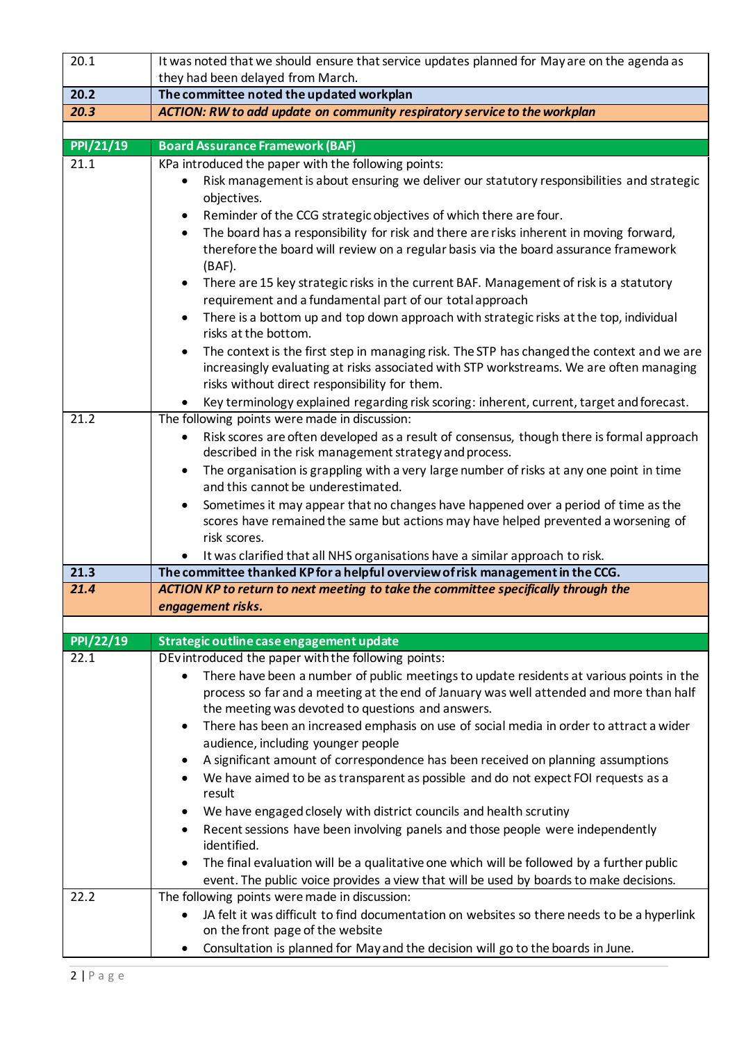| | |
|---|---|
| 20.1 | It was noted that we should ensure that service updates planned for May are on the agenda as they had been delayed from March. |
| **20.2** | **The committee noted the updated workplan** |
| ***20.3*** | ***ACTION: RW to add update on community respiratory service to the workplan*** |
| | |
| **PPI/21/19** | **Board Assurance Framework (BAF)** |
| 21.1 | KPa introduced the paper with the following points:<br>• Risk management is about ensuring we deliver our statutory responsibilities and strategic objectives.<br>• Reminder of the CCG strategic objectives of which there are four.<br>• The board has a responsibility for risk and there are risks inherent in moving forward, therefore the board will review on a regular basis via the board assurance framework (BAF).<br>• There are 15 key strategic risks in the current BAF. Management of risk is a statutory requirement and a fundamental part of our total approach<br>• There is a bottom up and top down approach with strategic risks at the top, individual risks at the bottom.<br>• The context is the first step in managing risk. The STP has changed the context and we are increasingly evaluating at risks associated with STP workstreams. We are often managing risks without direct responsibility for them.<br>• Key terminology explained regarding risk scoring: inherent, current, target and forecast. |
| 21.2 | The following points were made in discussion:<br>• Risk scores are often developed as a result of consensus, though there is formal approach described in the risk management strategy and process.<br>• The organisation is grappling with a very large number of risks at any one point in time and this cannot be underestimated.<br>• Sometimes it may appear that no changes have happened over a period of time as the scores have remained the same but actions may have helped prevented a worsening of risk scores.<br>• It was clarified that all NHS organisations have a similar approach to risk. |
| **21.3** | **The committee thanked KP for a helpful overview of risk management in the CCG.** |
| ***21.4*** | ***ACTION KP to return to next meeting to take the committee specifically through the engagement risks.*** |
| | |
| **PPI/22/19** | **Strategic outline case engagement update** |
| 22.1 | DEv introduced the paper with the following points:<br>• There have been a number of public meetings to update residents at various points in the process so far and a meeting at the end of January was well attended and more than half the meeting was devoted to questions and answers.<br>• There has been an increased emphasis on use of social media in order to attract a wider audience, including younger people<br>• A significant amount of correspondence has been received on planning assumptions<br>• We have aimed to be as transparent as possible and do not expect FOI requests as a result<br>• We have engaged closely with district councils and health scrutiny<br>• Recent sessions have been involving panels and those people were independently identified.<br>• The final evaluation will be a qualitative one which will be followed by a further public event. The public voice provides a view that will be used by boards to make decisions. |
| 22.2 | The following points were made in discussion:<br>• JA felt it was difficult to find documentation on websites so there needs to be a hyperlink on the front page of the website<br>• Consultation is planned for May and the decision will go to the boards in June. |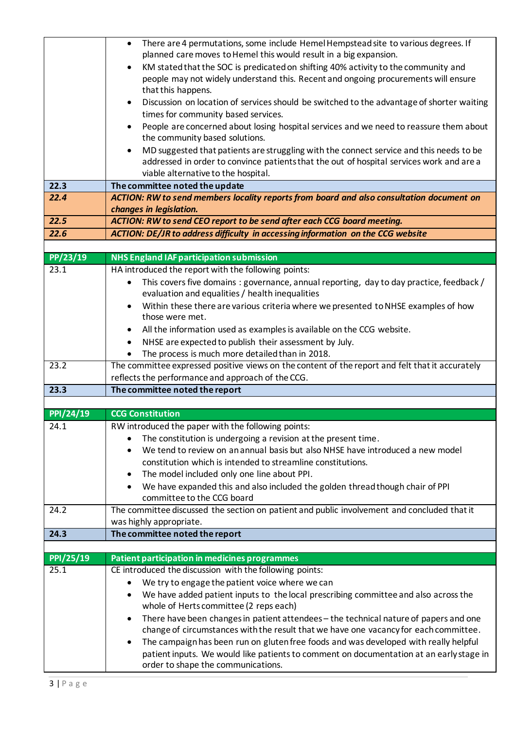| | |
|---|---|
| | • There are 4 permutations, some include Hemel Hempstead site to various degrees. If planned care moves to Hemel this would result in a big expansion.<br>• KM stated that the SOC is predicated on shifting 40% activity to the community and people may not widely understand this. Recent and ongoing procurements will ensure that this happens.<br>• Discussion on location of services should be switched to the advantage of shorter waiting times for community based services.<br>• People are concerned about losing hospital services and we need to reassure them about the community based solutions.<br>• MD suggested that patients are struggling with the connect service and this needs to be addressed in order to convince patients that the out of hospital services work and are a viable alternative to the hospital. |
| **22.3** | **The committee noted the update** |
| ***22.4*** | ***ACTION: RW to send members locality reports from board and also consultation document on changes in legislation.*** |
| ***22.5*** | ***ACTION: RW to send CEO report to be send after each CCG board meeting.*** |
| ***22.6*** | ***ACTION: DE/JR to address difficulty in accessing information on the CCG website*** |
| | |
| **PP/23/19** | **NHS England IAF participation submission** |
| 23.1 | HA introduced the report with the following points:<br>• This covers five domains : governance, annual reporting, day to day practice, feedback / evaluation and equalities / health inequalities<br>• Within these there are various criteria where we presented to NHSE examples of how those were met.<br>• All the information used as examples is available on the CCG website.<br>• NHSE are expected to publish their assessment by July.<br>• The process is much more detailed than in 2018. |
| 23.2 | The committee expressed positive views on the content of the report and felt that it accurately reflects the performance and approach of the CCG. |
| **23.3** | **The committee noted the report** |
| | |
| **PPI/24/19** | **CCG Constitution** |
| 24.1 | RW introduced the paper with the following points:<br>• The constitution is undergoing a revision at the present time.<br>• We tend to review on an annual basis but also NHSE have introduced a new model constitution which is intended to streamline constitutions.<br>• The model included only one line about PPI.<br>• We have expanded this and also included the golden thread though chair of PPI committee to the CCG board |
| 24.2 | The committee discussed the section on patient and public involvement and concluded that it was highly appropriate. |
| **24.3** | **The committee noted the report** |
| | |
| **PPI/25/19** | **Patient participation in medicines programmes** |
| 25.1 | CE introduced the discussion with the following points:<br>• We try to engage the patient voice where we can<br>• We have added patient inputs to the local prescribing committee and also across the whole of Herts committee (2 reps each)<br>• There have been changes in patient attendees – the technical nature of papers and one change of circumstances with the result that we have one vacancy for each committee.<br>• The campaign has been run on gluten free foods and was developed with really helpful patient inputs. We would like patients to comment on documentation at an early stage in order to shape the communications. |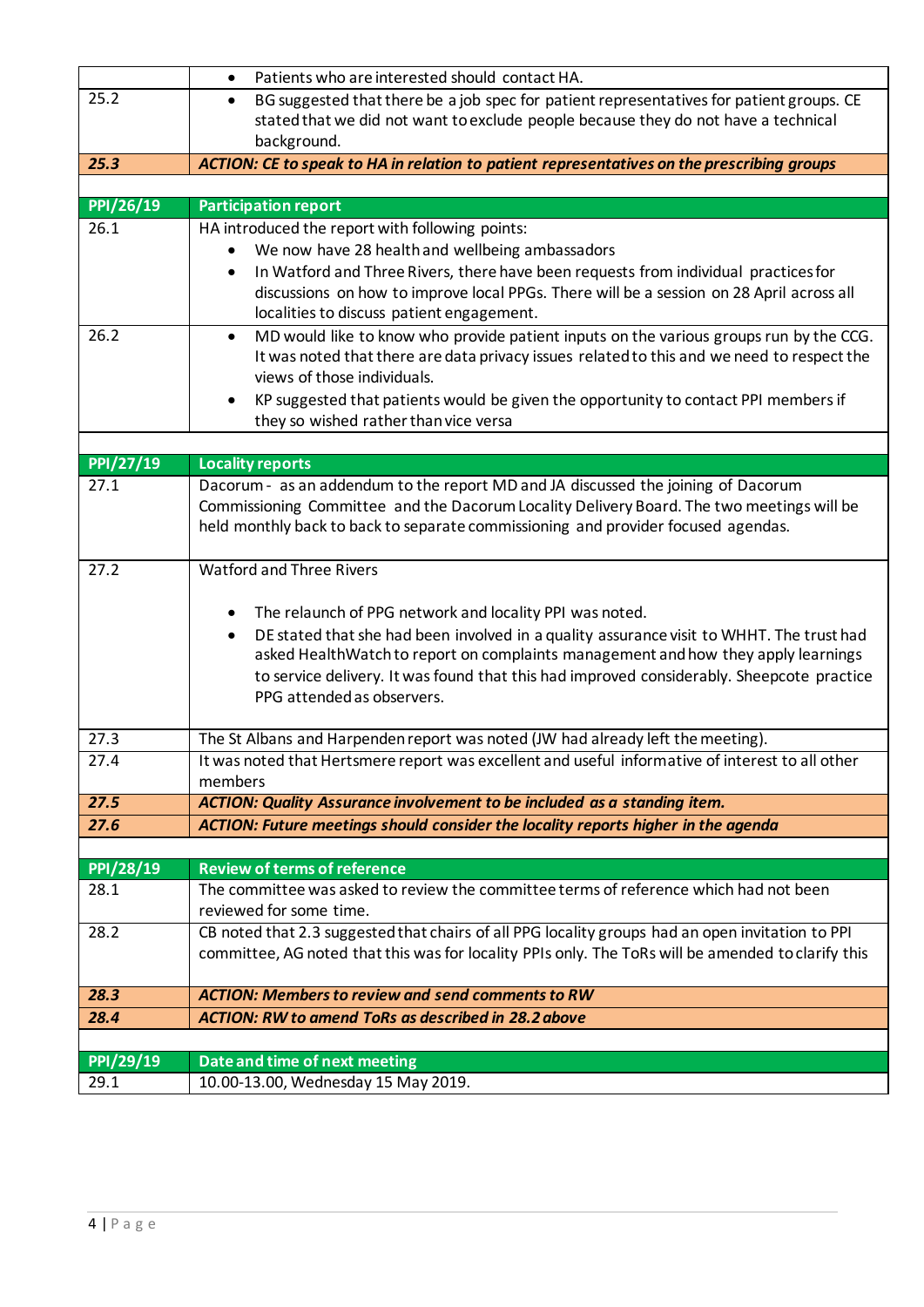| | |
|---|---|
| | • Patients who are interested should contact HA. |
| 25.2 | • BG suggested that there be a job spec for patient representatives for patient groups. CE stated that we did not want to exclude people because they do not have a technical background. |
| ***25.3*** | ***ACTION: CE to speak to HA in relation to patient representatives on the prescribing groups*** |
| | |
| **PPI/26/19** | **Participation report** |
| 26.1 | HA introduced the report with following points:<br>• We now have 28 health and wellbeing ambassadors<br>• In Watford and Three Rivers, there have been requests from individual practices for discussions on how to improve local PPGs. There will be a session on 28 April across all localities to discuss patient engagement. |
| 26.2 | • MD would like to know who provide patient inputs on the various groups run by the CCG. It was noted that there are data privacy issues related to this and we need to respect the views of those individuals.<br>• KP suggested that patients would be given the opportunity to contact PPI members if they so wished rather than vice versa |
| | |
| **PPI/27/19** | **Locality reports** |
| 27.1 | Dacorum - as an addendum to the report MD and JA discussed the joining of Dacorum Commissioning Committee and the Dacorum Locality Delivery Board. The two meetings will be held monthly back to back to separate commissioning and provider focused agendas. |
| 27.2 | Watford and Three Rivers<br>• The relaunch of PPG network and locality PPI was noted.<br>• DE stated that she had been involved in a quality assurance visit to WHHT. The trust had asked HealthWatch to report on complaints management and how they apply learnings to service delivery. It was found that this had improved considerably. Sheepcote practice PPG attended as observers. |
| 27.3 | The St Albans and Harpenden report was noted (JW had already left the meeting). |
| 27.4 | It was noted that Hertsmere report was excellent and useful informative of interest to all other members |
| ***27.5*** | ***ACTION: Quality Assurance involvement to be included as a standing item.*** |
| ***27.6*** | ***ACTION: Future meetings should consider the locality reports higher in the agenda*** |
| | |
| **PPI/28/19** | **Review of terms of reference** |
| 28.1 | The committee was asked to review the committee terms of reference which had not been reviewed for some time. |
| 28.2 | CB noted that 2.3 suggested that chairs of all PPG locality groups had an open invitation to PPI committee, AG noted that this was for locality PPIs only. The ToRs will be amended to clarify this |
| ***28.3*** | ***ACTION: Members to review and send comments to RW*** |
| ***28.4*** | ***ACTION: RW to amend ToRs as described in 28.2 above*** |
| | |
| **PPI/29/19** | **Date and time of next meeting** |
| 29.1 | 10.00-13.00, Wednesday 15 May 2019. |